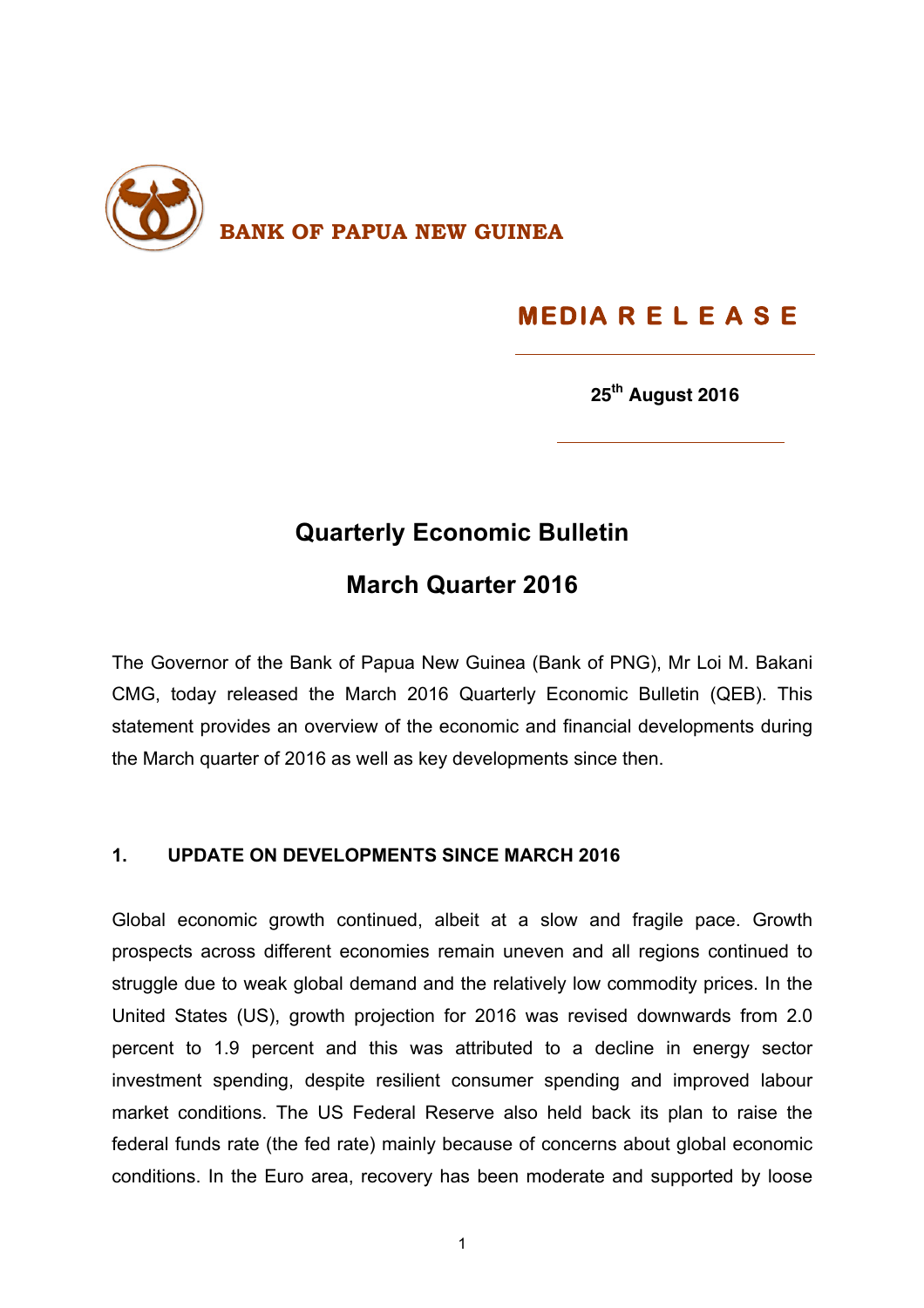**BANK OF PAPUA NEW GUINEA**

**MEDIA R E L E A S E**

**25th August 2016**

# Quarterly Economic Bulletin

## March Quarter 2016

The Governor of the Bank of Papua New Guinea (Bank of PNG), Mr Loi M. Bakani CMG, today released the March 2016 Quarterly Economic Bulletin (QEB). This statement provides an overview of the economic and financial developments during the March quarter of 2016 as well as key developments since then.

### 1. UPDATE ON DEVELOPMENTS SINCE MARCH 2016

Global economic growth continued, albeit at a slow and fragile pace. Growth prospects across different economies remain uneven and all regions continued to struggle due to weak global demand and the relatively low commodity prices. In the United States (US), growth projection for 2016 was revised downwards from 2.0 percent to 1.9 percent and this was attributed to a decline in energy sector investment spending, despite resilient consumer spending and improved labour market conditions. The US Federal Reserve also held back its plan to raise the federal funds rate (the fed rate) mainly because of concerns about global economic conditions. In the Euro area, recovery has been moderate and supported by loose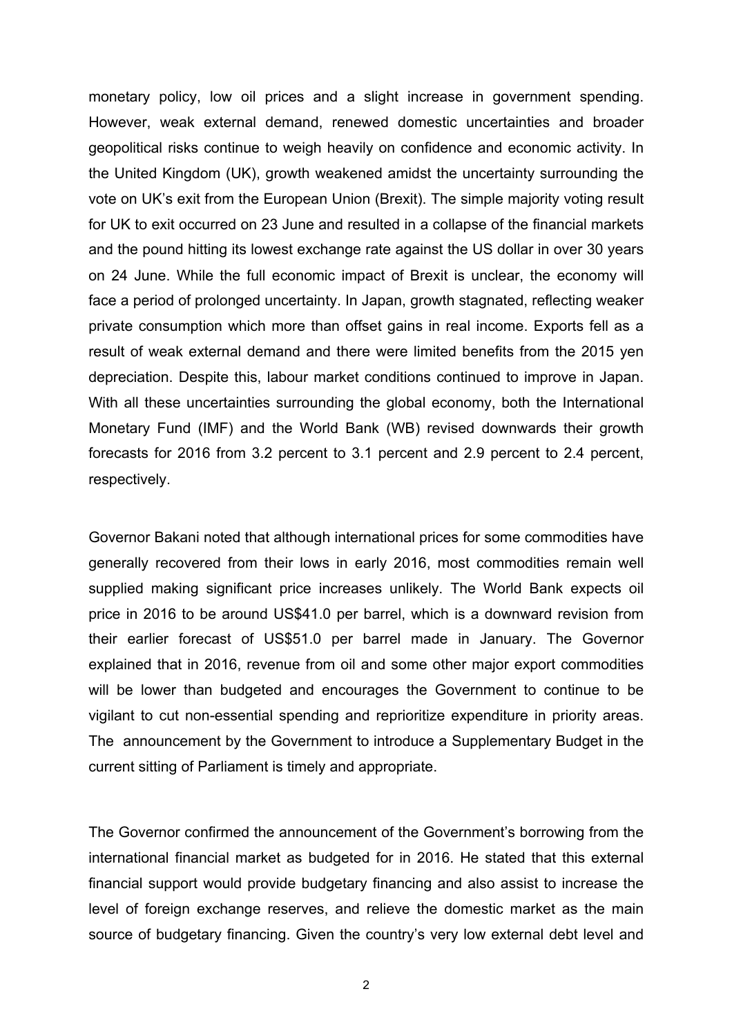monetary policy, low oil prices and a slight increase in government spending. However, weak external demand, renewed domestic uncertainties and broader geopolitical risks continue to weigh heavily on confidence and economic activity. In the United Kingdom (UK), growth weakened amidst the uncertainty surrounding the vote on UK's exit from the European Union (Brexit). The simple majority voting result for UK to exit occurred on 23 June and resulted in a collapse of the financial markets and the pound hitting its lowest exchange rate against the US dollar in over 30 years on 24 June. While the full economic impact of Brexit is unclear, the economy will face a period of prolonged uncertainty. In Japan, growth stagnated, reflecting weaker private consumption which more than offset gains in real income. Exports fell as a result of weak external demand and there were limited benefits from the 2015 yen depreciation. Despite this, labour market conditions continued to improve in Japan. With all these uncertainties surrounding the global economy, both the International Monetary Fund (IMF) and the World Bank (WB) revised downwards their growth forecasts for 2016 from 3.2 percent to 3.1 percent and 2.9 percent to 2.4 percent, respectively.

Governor Bakani noted that although international prices for some commodities have generally recovered from their lows in early 2016, most commodities remain well supplied making significant price increases unlikely. The World Bank expects oil price in 2016 to be around US$41.0 per barrel, which is a downward revision from their earlier forecast of US$51.0 per barrel made in January. The Governor explained that in 2016, revenue from oil and some other major export commodities will be lower than budgeted and encourages the Government to continue to be vigilant to cut non-essential spending and reprioritize expenditure in priority areas. The announcement by the Government to introduce a Supplementary Budget in the current sitting of Parliament is timely and appropriate.

The Governor confirmed the announcement of the Government's borrowing from the international financial market as budgeted for in 2016. He stated that this external financial support would provide budgetary financing and also assist to increase the level of foreign exchange reserves, and relieve the domestic market as the main source of budgetary financing. Given the country's very low external debt level and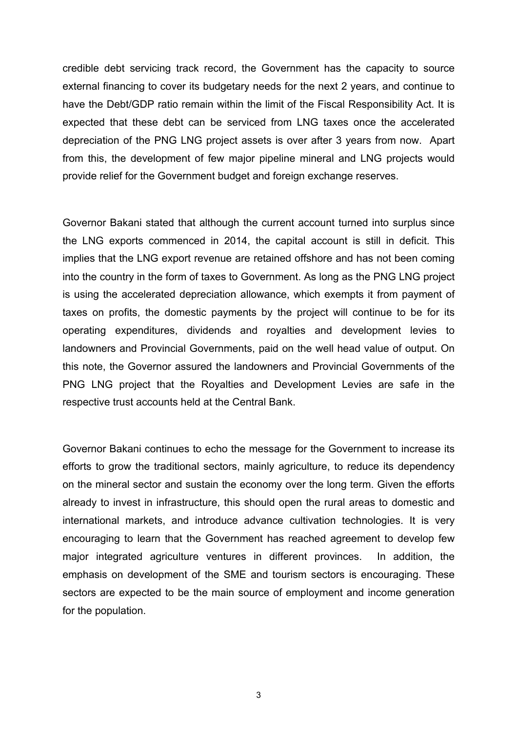credible debt servicing track record, the Government has the capacity to source external financing to cover its budgetary needs for the next 2 years, and continue to have the Debt/GDP ratio remain within the limit of the Fiscal Responsibility Act. It is expected that these debt can be serviced from LNG taxes once the accelerated depreciation of the PNG LNG project assets is over after 3 years from now. Apart from this, the development of few major pipeline mineral and LNG projects would provide relief for the Government budget and foreign exchange reserves.

Governor Bakani stated that although the current account turned into surplus since the LNG exports commenced in 2014, the capital account is still in deficit. This implies that the LNG export revenue are retained offshore and has not been coming into the country in the form of taxes to Government. As long as the PNG LNG project is using the accelerated depreciation allowance, which exempts it from payment of taxes on profits, the domestic payments by the project will continue to be for its operating expenditures, dividends and royalties and development levies to landowners and Provincial Governments, paid on the well head value of output. On this note, the Governor assured the landowners and Provincial Governments of the PNG LNG project that the Royalties and Development Levies are safe in the respective trust accounts held at the Central Bank.

Governor Bakani continues to echo the message for the Government to increase its efforts to grow the traditional sectors, mainly agriculture, to reduce its dependency on the mineral sector and sustain the economy over the long term. Given the efforts already to invest in infrastructure, this should open the rural areas to domestic and international markets, and introduce advance cultivation technologies. It is very encouraging to learn that the Government has reached agreement to develop few major integrated agriculture ventures in different provinces. In addition, the emphasis on development of the SME and tourism sectors is encouraging. These sectors are expected to be the main source of employment and income generation for the population.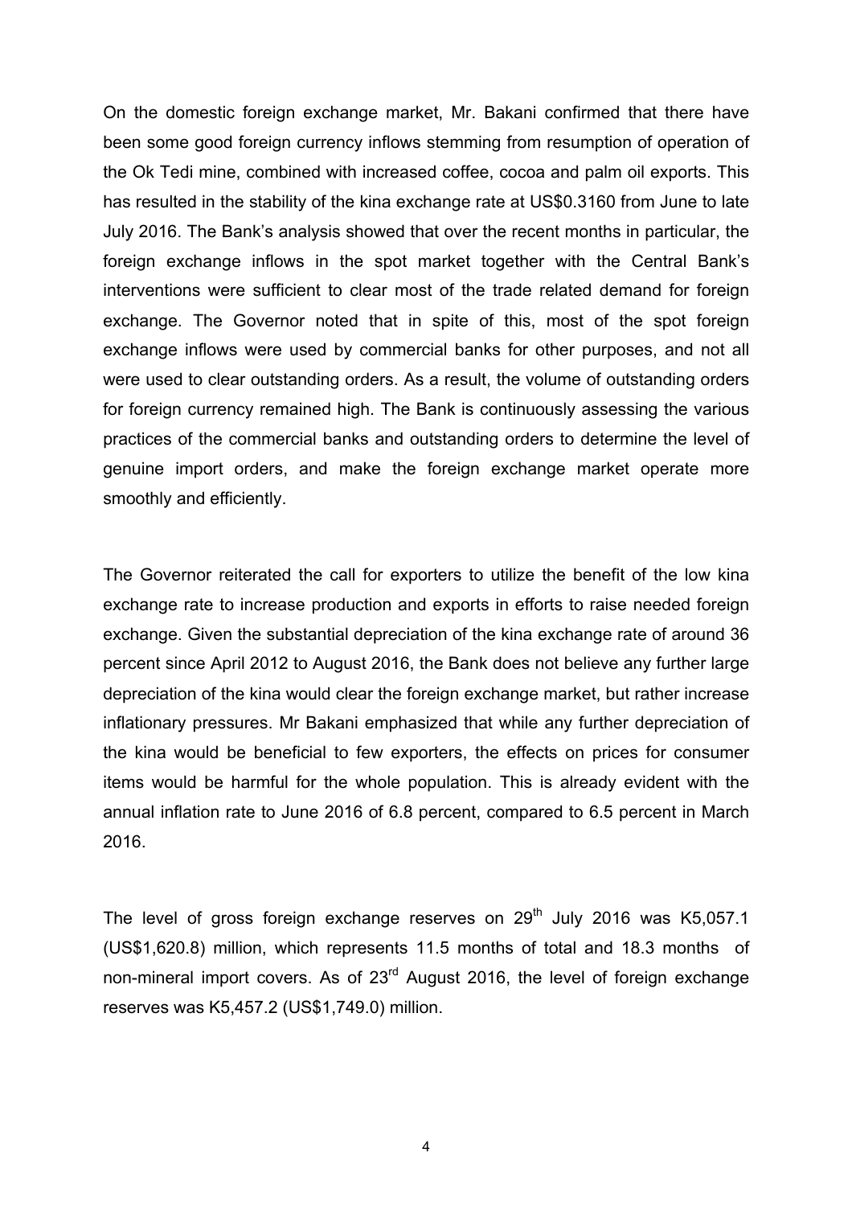On the domestic foreign exchange market, Mr. Bakani confirmed that there have been some good foreign currency inflows stemming from resumption of operation of the Ok Tedi mine, combined with increased coffee, cocoa and palm oil exports. This has resulted in the stability of the kina exchange rate at US$0.3160 from June to late July 2016. The Bank's analysis showed that over the recent months in particular, the foreign exchange inflows in the spot market together with the Central Bank's interventions were sufficient to clear most of the trade related demand for foreign exchange. The Governor noted that in spite of this, most of the spot foreign exchange inflows were used by commercial banks for other purposes, and not all were used to clear outstanding orders. As a result, the volume of outstanding orders for foreign currency remained high. The Bank is continuously assessing the various practices of the commercial banks and outstanding orders to determine the level of genuine import orders, and make the foreign exchange market operate more smoothly and efficiently.

The Governor reiterated the call for exporters to utilize the benefit of the low kina exchange rate to increase production and exports in efforts to raise needed foreign exchange. Given the substantial depreciation of the kina exchange rate of around 36 percent since April 2012 to August 2016, the Bank does not believe any further large depreciation of the kina would clear the foreign exchange market, but rather increase inflationary pressures. Mr Bakani emphasized that while any further depreciation of the kina would be beneficial to few exporters, the effects on prices for consumer items would be harmful for the whole population. This is already evident with the annual inflation rate to June 2016 of 6.8 percent, compared to 6.5 percent in March 2016.

The level of gross foreign exchange reserves on 29th July 2016 was K5,057.1 (US$1,620.8) million, which represents 11.5 months of total and 18.3 months of non-mineral import covers. As of 23rd August 2016, the level of foreign exchange reserves was K5,457.2 (US$1,749.0) million.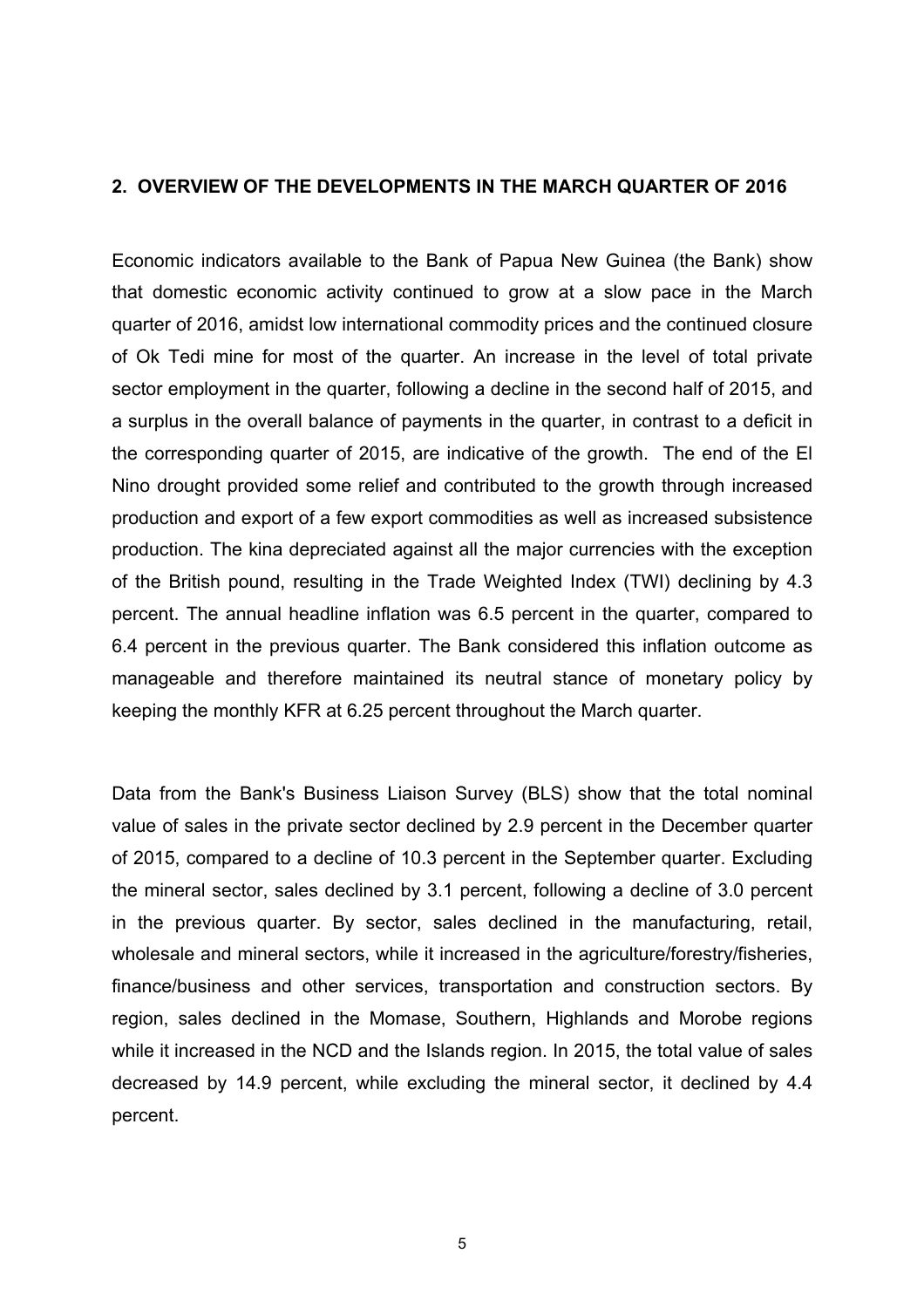## 2. OVERVIEW OF THE DEVELOPMENTS IN THE MARCH QUARTER OF 2016

Economic indicators available to the Bank of Papua New Guinea (the Bank) show that domestic economic activity continued to grow at a slow pace in the March quarter of 2016, amidst low international commodity prices and the continued closure of Ok Tedi mine for most of the quarter. An increase in the level of total private sector employment in the quarter, following a decline in the second half of 2015, and a surplus in the overall balance of payments in the quarter, in contrast to a deficit in the corresponding quarter of 2015, are indicative of the growth. The end of the El Nino drought provided some relief and contributed to the growth through increased production and export of a few export commodities as well as increased subsistence production. The kina depreciated against all the major currencies with the exception of the British pound, resulting in the Trade Weighted Index (TWI) declining by 4.3 percent. The annual headline inflation was 6.5 percent in the quarter, compared to 6.4 percent in the previous quarter. The Bank considered this inflation outcome as manageable and therefore maintained its neutral stance of monetary policy by keeping the monthly KFR at 6.25 percent throughout the March quarter.

Data from the Bank's Business Liaison Survey (BLS) show that the total nominal value of sales in the private sector declined by 2.9 percent in the December quarter of 2015, compared to a decline of 10.3 percent in the September quarter. Excluding the mineral sector, sales declined by 3.1 percent, following a decline of 3.0 percent in the previous quarter. By sector, sales declined in the manufacturing, retail, wholesale and mineral sectors, while it increased in the agriculture/forestry/fisheries, finance/business and other services, transportation and construction sectors. By region, sales declined in the Momase, Southern, Highlands and Morobe regions while it increased in the NCD and the Islands region. In 2015, the total value of sales decreased by 14.9 percent, while excluding the mineral sector, it declined by 4.4 percent.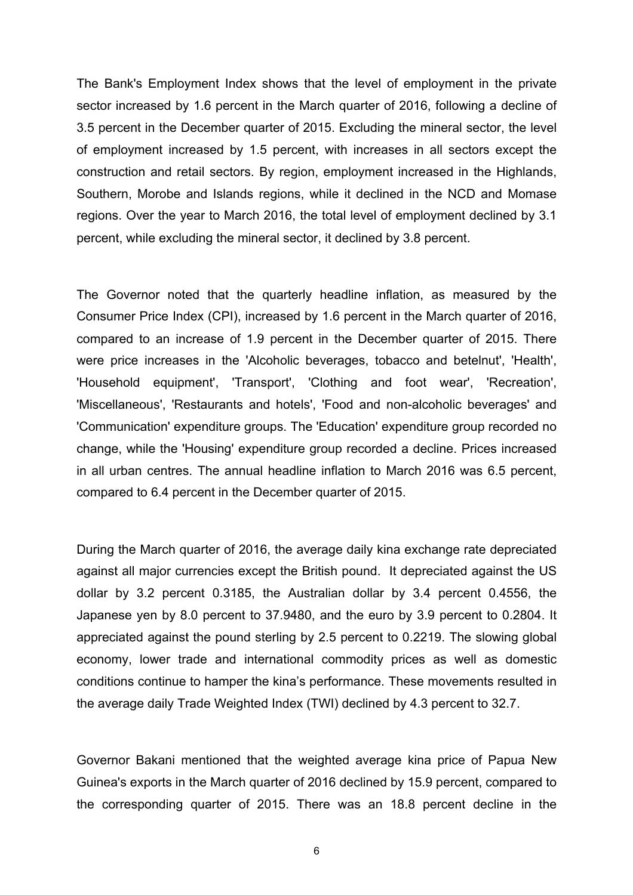The Bank's Employment Index shows that the level of employment in the private sector increased by 1.6 percent in the March quarter of 2016, following a decline of 3.5 percent in the December quarter of 2015. Excluding the mineral sector, the level of employment increased by 1.5 percent, with increases in all sectors except the construction and retail sectors. By region, employment increased in the Highlands, Southern, Morobe and Islands regions, while it declined in the NCD and Momase regions. Over the year to March 2016, the total level of employment declined by 3.1 percent, while excluding the mineral sector, it declined by 3.8 percent.

The Governor noted that the quarterly headline inflation, as measured by the Consumer Price Index (CPI), increased by 1.6 percent in the March quarter of 2016, compared to an increase of 1.9 percent in the December quarter of 2015. There were price increases in the 'Alcoholic beverages, tobacco and betelnut', 'Health', 'Household equipment', 'Transport', 'Clothing and foot wear', 'Recreation', 'Miscellaneous', 'Restaurants and hotels', 'Food and non-alcoholic beverages' and 'Communication' expenditure groups. The 'Education' expenditure group recorded no change, while the 'Housing' expenditure group recorded a decline. Prices increased in all urban centres. The annual headline inflation to March 2016 was 6.5 percent, compared to 6.4 percent in the December quarter of 2015.

During the March quarter of 2016, the average daily kina exchange rate depreciated against all major currencies except the British pound. It depreciated against the US dollar by 3.2 percent 0.3185, the Australian dollar by 3.4 percent 0.4556, the Japanese yen by 8.0 percent to 37.9480, and the euro by 3.9 percent to 0.2804. It appreciated against the pound sterling by 2.5 percent to 0.2219. The slowing global economy, lower trade and international commodity prices as well as domestic conditions continue to hamper the kina's performance. These movements resulted in the average daily Trade Weighted Index (TWI) declined by 4.3 percent to 32.7.

Governor Bakani mentioned that the weighted average kina price of Papua New Guinea's exports in the March quarter of 2016 declined by 15.9 percent, compared to the corresponding quarter of 2015. There was an 18.8 percent decline in the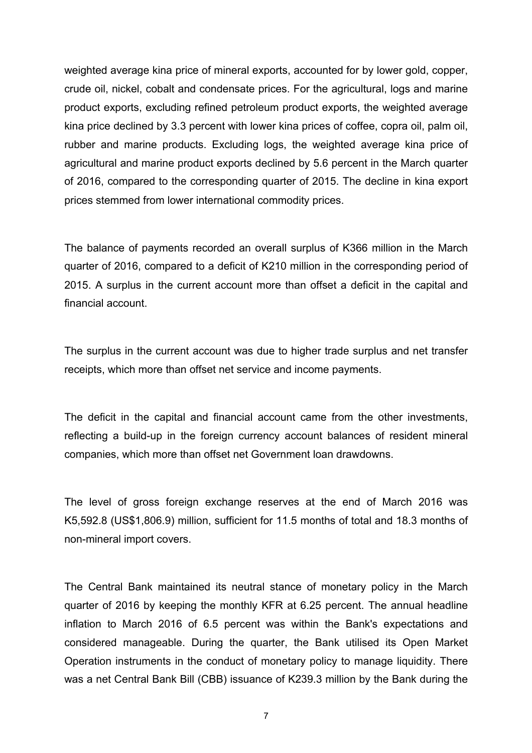weighted average kina price of mineral exports, accounted for by lower gold, copper, crude oil, nickel, cobalt and condensate prices. For the agricultural, logs and marine product exports, excluding refined petroleum product exports, the weighted average kina price declined by 3.3 percent with lower kina prices of coffee, copra oil, palm oil, rubber and marine products. Excluding logs, the weighted average kina price of agricultural and marine product exports declined by 5.6 percent in the March quarter of 2016, compared to the corresponding quarter of 2015. The decline in kina export prices stemmed from lower international commodity prices.

The balance of payments recorded an overall surplus of K366 million in the March quarter of 2016, compared to a deficit of K210 million in the corresponding period of 2015. A surplus in the current account more than offset a deficit in the capital and financial account.

The surplus in the current account was due to higher trade surplus and net transfer receipts, which more than offset net service and income payments.

The deficit in the capital and financial account came from the other investments, reflecting a build-up in the foreign currency account balances of resident mineral companies, which more than offset net Government loan drawdowns.

The level of gross foreign exchange reserves at the end of March 2016 was K5,592.8 (US$1,806.9) million, sufficient for 11.5 months of total and 18.3 months of non-mineral import covers.

The Central Bank maintained its neutral stance of monetary policy in the March quarter of 2016 by keeping the monthly KFR at 6.25 percent. The annual headline inflation to March 2016 of 6.5 percent was within the Bank's expectations and considered manageable. During the quarter, the Bank utilised its Open Market Operation instruments in the conduct of monetary policy to manage liquidity. There was a net Central Bank Bill (CBB) issuance of K239.3 million by the Bank during the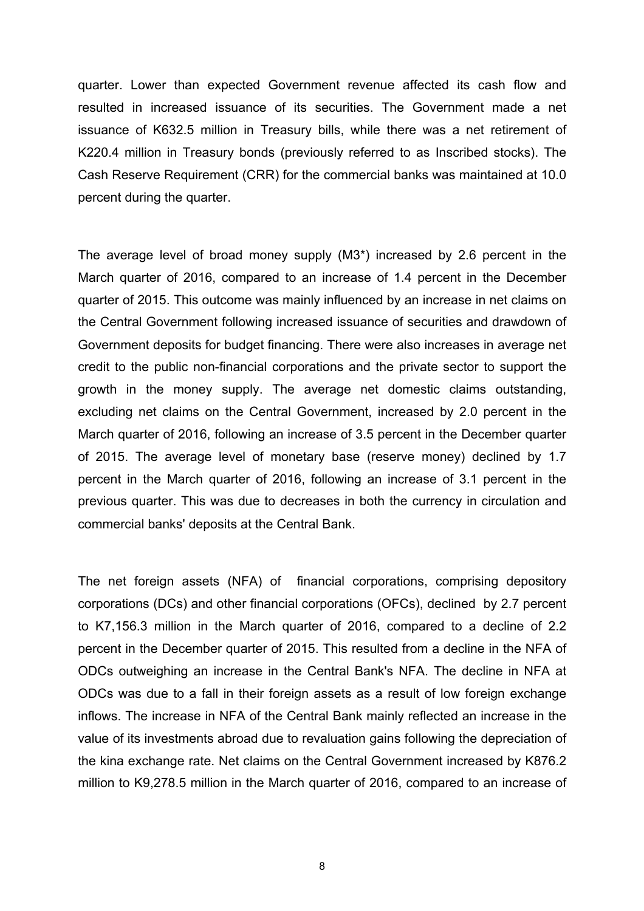quarter. Lower than expected Government revenue affected its cash flow and resulted in increased issuance of its securities. The Government made a net issuance of K632.5 million in Treasury bills, while there was a net retirement of K220.4 million in Treasury bonds (previously referred to as Inscribed stocks). The Cash Reserve Requirement (CRR) for the commercial banks was maintained at 10.0 percent during the quarter.

The average level of broad money supply (M3*) increased by 2.6 percent in the March quarter of 2016, compared to an increase of 1.4 percent in the December quarter of 2015. This outcome was mainly influenced by an increase in net claims on the Central Government following increased issuance of securities and drawdown of Government deposits for budget financing. There were also increases in average net credit to the public non-financial corporations and the private sector to support the growth in the money supply. The average net domestic claims outstanding, excluding net claims on the Central Government, increased by 2.0 percent in the March quarter of 2016, following an increase of 3.5 percent in the December quarter of 2015. The average level of monetary base (reserve money) declined by 1.7 percent in the March quarter of 2016, following an increase of 3.1 percent in the previous quarter. This was due to decreases in both the currency in circulation and commercial banks' deposits at the Central Bank.

The net foreign assets (NFA) of financial corporations, comprising depository corporations (DCs) and other financial corporations (OFCs), declined by 2.7 percent to K7,156.3 million in the March quarter of 2016, compared to a decline of 2.2 percent in the December quarter of 2015. This resulted from a decline in the NFA of ODCs outweighing an increase in the Central Bank's NFA. The decline in NFA at ODCs was due to a fall in their foreign assets as a result of low foreign exchange inflows. The increase in NFA of the Central Bank mainly reflected an increase in the value of its investments abroad due to revaluation gains following the depreciation of the kina exchange rate. Net claims on the Central Government increased by K876.2 million to K9,278.5 million in the March quarter of 2016, compared to an increase of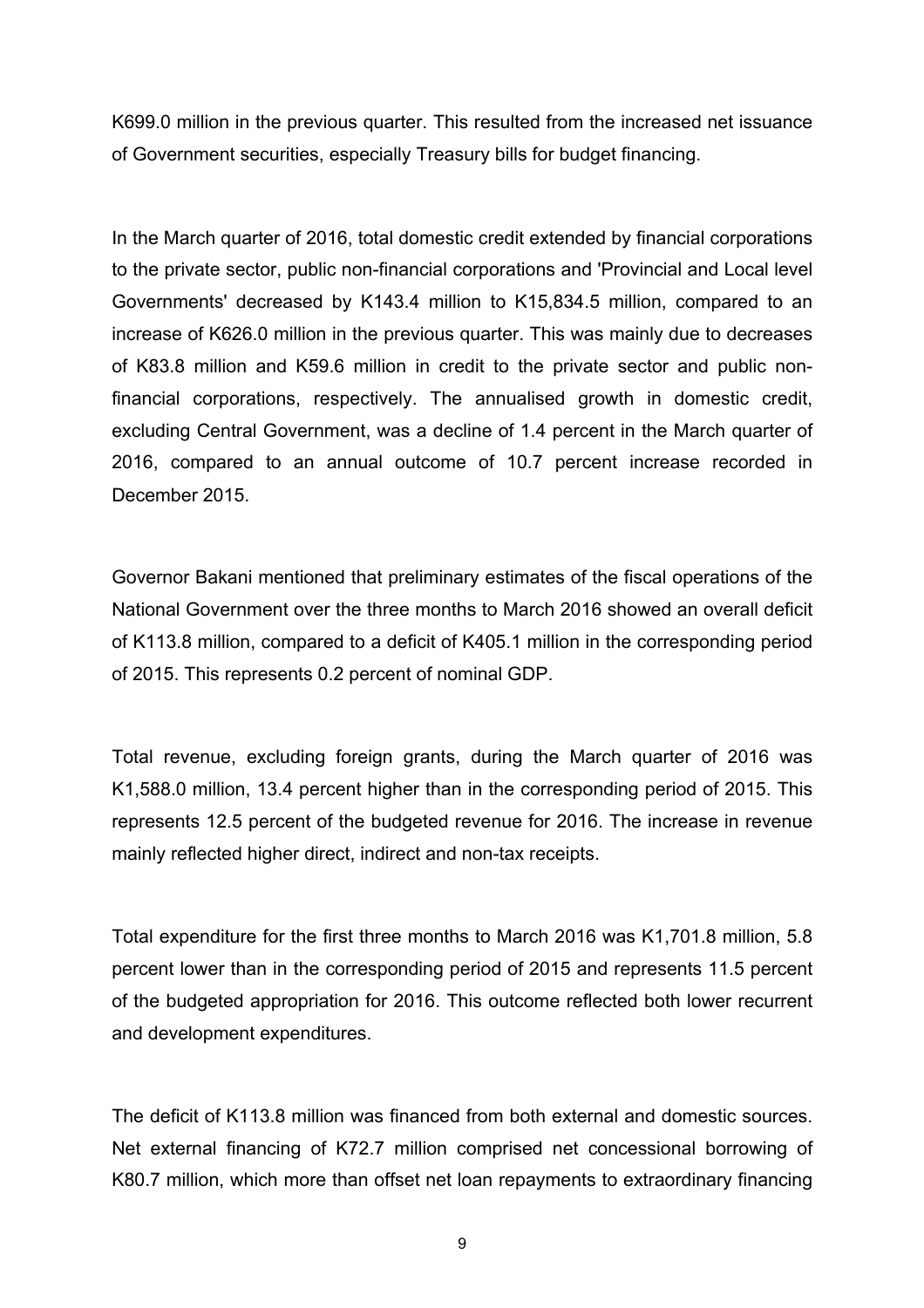K699.0 million in the previous quarter. This resulted from the increased net issuance of Government securities, especially Treasury bills for budget financing.

In the March quarter of 2016, total domestic credit extended by financial corporations to the private sector, public non-financial corporations and 'Provincial and Local level Governments' decreased by K143.4 million to K15,834.5 million, compared to an increase of K626.0 million in the previous quarter. This was mainly due to decreases of K83.8 million and K59.6 million in credit to the private sector and public non-financial corporations, respectively. The annualised growth in domestic credit, excluding Central Government, was a decline of 1.4 percent in the March quarter of 2016, compared to an annual outcome of 10.7 percent increase recorded in December 2015.

Governor Bakani mentioned that preliminary estimates of the fiscal operations of the National Government over the three months to March 2016 showed an overall deficit of K113.8 million, compared to a deficit of K405.1 million in the corresponding period of 2015. This represents 0.2 percent of nominal GDP.

Total revenue, excluding foreign grants, during the March quarter of 2016 was K1,588.0 million, 13.4 percent higher than in the corresponding period of 2015. This represents 12.5 percent of the budgeted revenue for 2016. The increase in revenue mainly reflected higher direct, indirect and non-tax receipts.

Total expenditure for the first three months to March 2016 was K1,701.8 million, 5.8 percent lower than in the corresponding period of 2015 and represents 11.5 percent of the budgeted appropriation for 2016. This outcome reflected both lower recurrent and development expenditures.

The deficit of K113.8 million was financed from both external and domestic sources. Net external financing of K72.7 million comprised net concessional borrowing of K80.7 million, which more than offset net loan repayments to extraordinary financing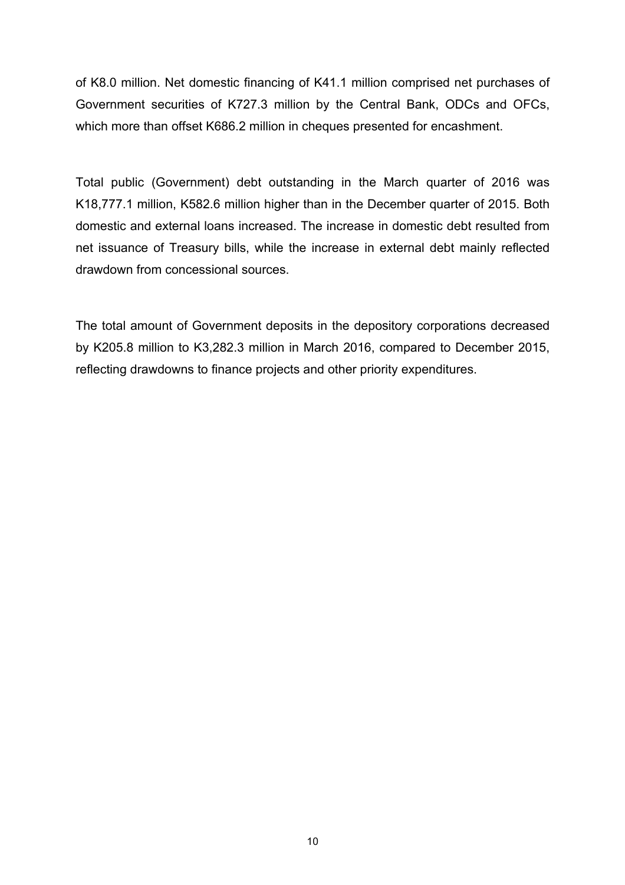of K8.0 million. Net domestic financing of K41.1 million comprised net purchases of Government securities of K727.3 million by the Central Bank, ODCs and OFCs, which more than offset K686.2 million in cheques presented for encashment.

Total public (Government) debt outstanding in the March quarter of 2016 was K18,777.1 million, K582.6 million higher than in the December quarter of 2015. Both domestic and external loans increased. The increase in domestic debt resulted from net issuance of Treasury bills, while the increase in external debt mainly reflected drawdown from concessional sources.

The total amount of Government deposits in the depository corporations decreased by K205.8 million to K3,282.3 million in March 2016, compared to December 2015, reflecting drawdowns to finance projects and other priority expenditures.